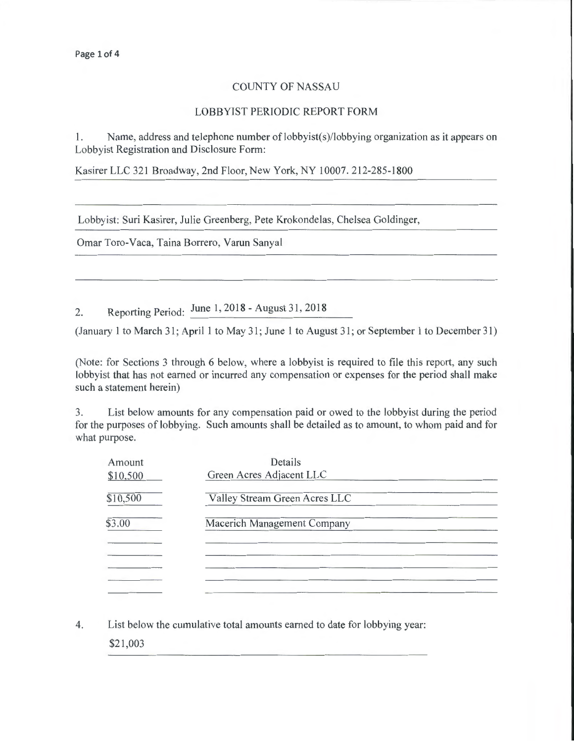# COUNTY OF NASSAU

## LOBBYIST PERIODIC REPORT FORM

1. Name, address and telephone number of lobbyist(s)/lobbying organization as it appears on Lobbyist Registration and Disclosure Form:

Kasirer LLC 321 Broadway, 2nd Floor, New York, NY 10007. 212-285-1800

Lobbyist: Suri Kasirer, Julie Greenberg, Pete Krokondelas, Chelsea Goldinger, Omar Toro-Vaca, Taina Borrero, Varun Sanyal

2. Reporting Period: June 1, 2018 - August 31, 2018

(January 1 to March 31; April 1 to May 31; June 1 to August 31; or September 1 to December 31)

(Note: for Sections 3 through 6 below, where a lobbyist is required to file this report, any such lobbyist that has not earned or incurred any compensation or expenses for the period shall make such a statement herein)

3. List below amounts for any compensation paid or owed to the lobbyist during the period for the purposes of lobbying. Such amounts shall be detailed as to amount, to whom paid and for what purpose.

| Amount | Details |
| --- | --- |
| $10,500 | Green Acres Adjacent LLC |
| $10,500 | Valley Stream Green Acres LLC |
| $3.00 | Macerich Management Company |

4. List below the cumulative total amounts earned to date for lobbying year:

$21,003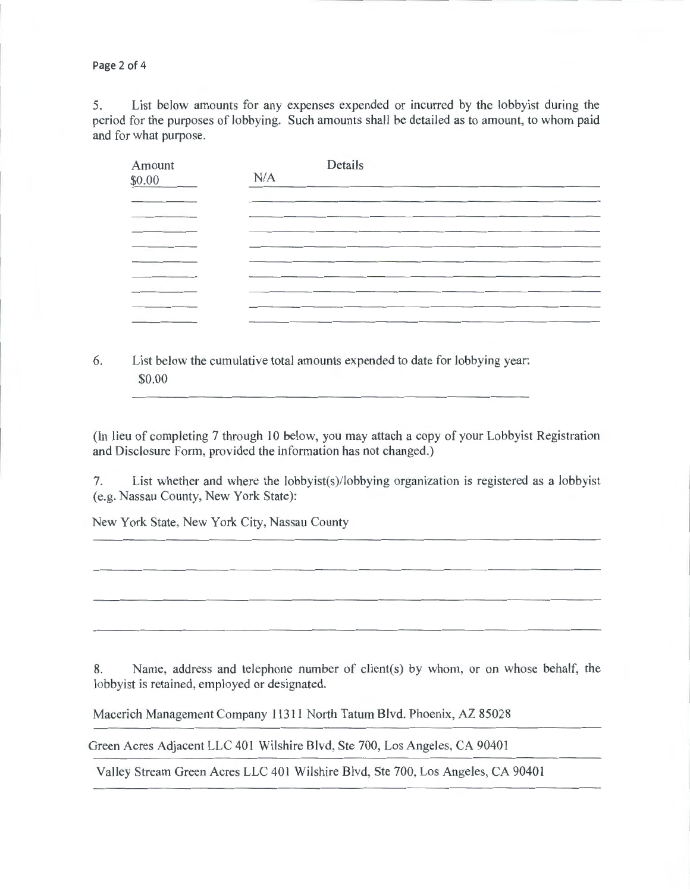5. List below amounts for any expenses expended or incurred by the lobbyist during the period for the purposes of lobbying. Such amounts shall be detailed as to amount, to whom paid and for what purpose.

| Amount | Details |
|---|---|
| $0.00 | N/A |

6. List below the cumulative total amounts expended to date for lobbying year:

$0.00

(In lieu of completing 7 through 10 below, you may attach a copy of your Lobbyist Registration and Disclosure Form, provided the information has not changed.)

7. List whether and where the lobbyist(s)/lobbying organization is registered as a lobbyist (e.g. Nassau County, New York State):

New York State, New York City, Nassau County

8. Name, address and telephone number of client(s) by whom, or on whose behalf, the lobbyist is retained, employed or designated.

Macerich Management Company 11311 North Tatum Blvd. Phoenix, AZ 85028

Green Acres Adjacent LLC 401 Wilshire Blvd, Ste 700, Los Angeles, CA 90401

Valley Stream Green Acres LLC 401 Wilshire Blvd, Ste 700, Los Angeles, CA 90401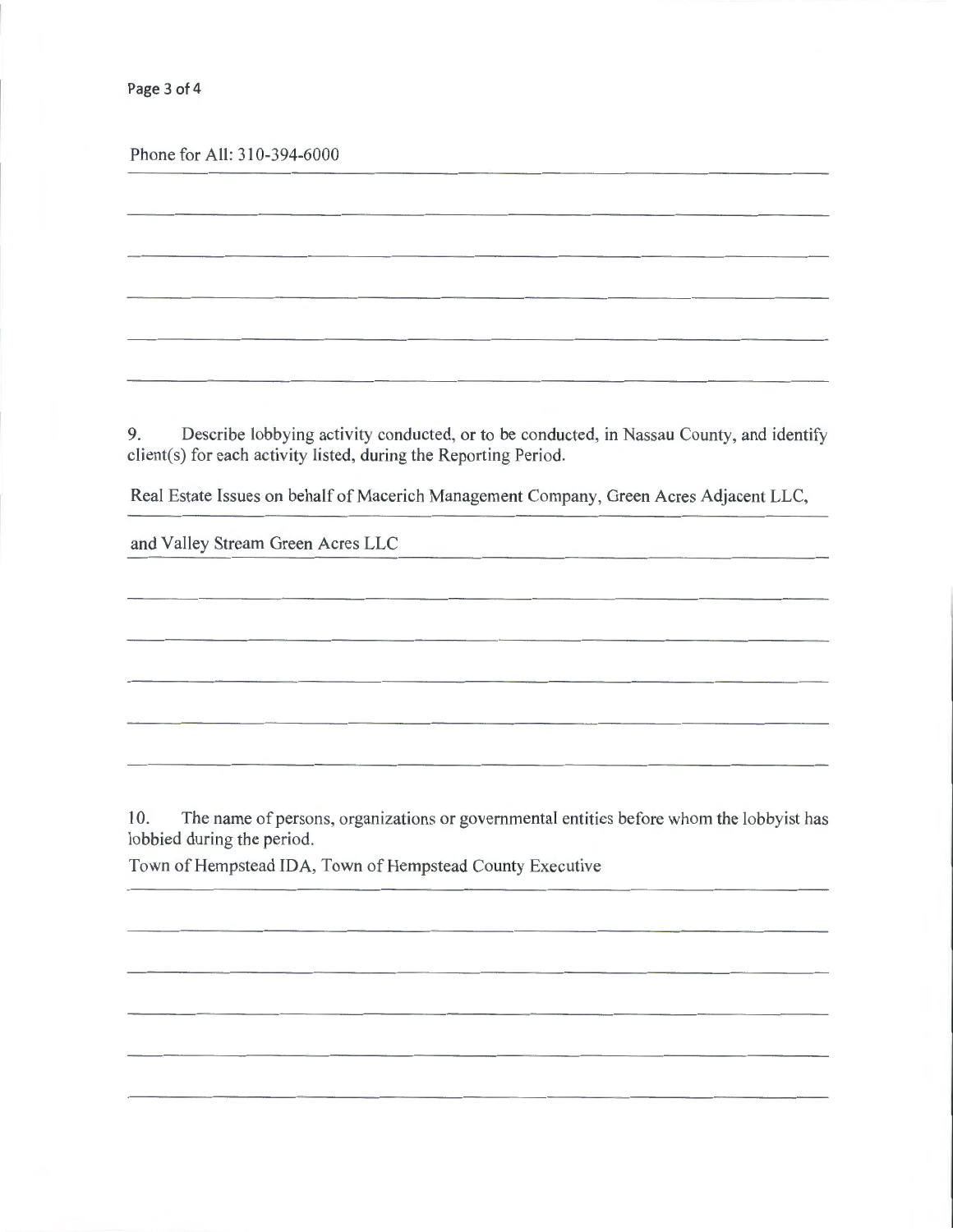Phone for All: 310-394-6000

9. Describe lobbying activity conducted, or to be conducted, in Nassau County, and identify client(s) for each activity listed, during the Reporting Period.

Real Estate Issues on behalf of Macerich Management Company, Green Acres Adjacent LLC,

and Valley Stream Green Acres LLC

10. The name of persons, organizations or governmental entities before whom the lobbyist has lobbied during the period.

Town of Hempstead IDA, Town of Hempstead County Executive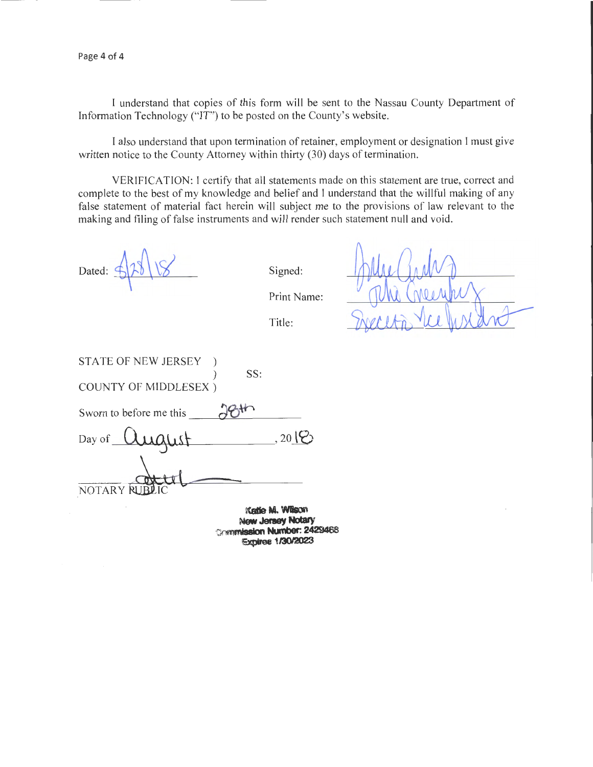I understand that copies of this form will be sent to the Nassau County Department of Information Technology ("IT") to be posted on the County's website.

I also understand that upon termination of retainer, employment or designation I must give written notice to the County Attorney within thirty (30) days of termination.

VERIFICATION: I certify that all statements made on this statement are true, correct and complete to the best of my knowledge and belief and I understand that the willful making of any false statement of material fact herein will subject me to the provisions of law relevant to the making and filing of false instruments and will render such statement null and void.

Dated: 8/28/18

Signed: [signature]

Print Name: John Greenberg

Title: Executive Vice President

STATE OF NEW JERSEY )
) SS:
COUNTY OF MIDDLESEX )

Sworn to before me this 28th

Day of August, 2018

[signature]
NOTARY PUBLIC

Katie M. Wilson
New Jersey Notary
Commission Number: 2429468
Expires 1/30/2023